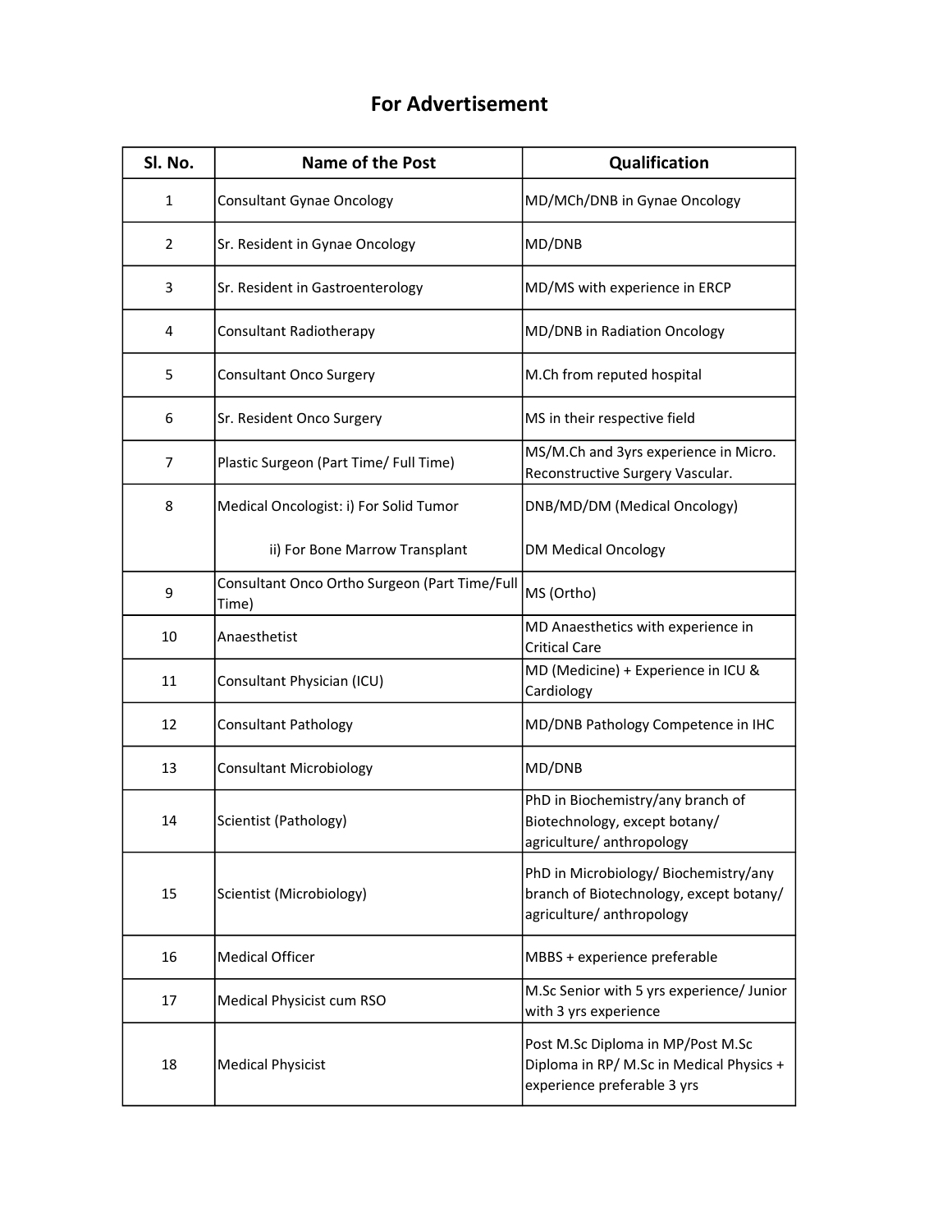# For Advertisement

| Sl. No. | Name of the Post | Qualification |
|---|---|---|
| 1 | Consultant Gynae Oncology | MD/MCh/DNB in Gynae Oncology |
| 2 | Sr. Resident in Gynae Oncology | MD/DNB |
| 3 | Sr. Resident in Gastroenterology | MD/MS with experience in ERCP |
| 4 | Consultant Radiotherapy | MD/DNB in Radiation Oncology |
| 5 | Consultant Onco Surgery | M.Ch from reputed hospital |
| 6 | Sr. Resident Onco Surgery | MS in their respective field |
| 7 | Plastic Surgeon (Part Time/ Full Time) | MS/M.Ch and 3yrs experience in Micro. Reconstructive Surgery Vascular. |
| 8 | Medical Oncologist: i) For Solid Tumor | DNB/MD/DM (Medical Oncology) |
| | ii) For Bone Marrow Transplant | DM Medical Oncology |
| 9 | Consultant Onco Ortho Surgeon (Part Time/Full Time) | MS (Ortho) |
| 10 | Anaesthetist | MD Anaesthetics with experience in Critical Care |
| 11 | Consultant Physician (ICU) | MD (Medicine) + Experience in ICU & Cardiology |
| 12 | Consultant Pathology | MD/DNB Pathology Competence in IHC |
| 13 | Consultant Microbiology | MD/DNB |
| 14 | Scientist (Pathology) | PhD in Biochemistry/any branch of Biotechnology, except botany/ agriculture/ anthropology |
| 15 | Scientist (Microbiology) | PhD in Microbiology/ Biochemistry/any branch of Biotechnology, except botany/ agriculture/ anthropology |
| 16 | Medical Officer | MBBS + experience preferable |
| 17 | Medical Physicist cum RSO | M.Sc Senior with 5 yrs experience/ Junior with 3 yrs experience |
| 18 | Medical Physicist | Post M.Sc Diploma in MP/Post M.Sc Diploma in RP/ M.Sc in Medical Physics + experience preferable 3 yrs |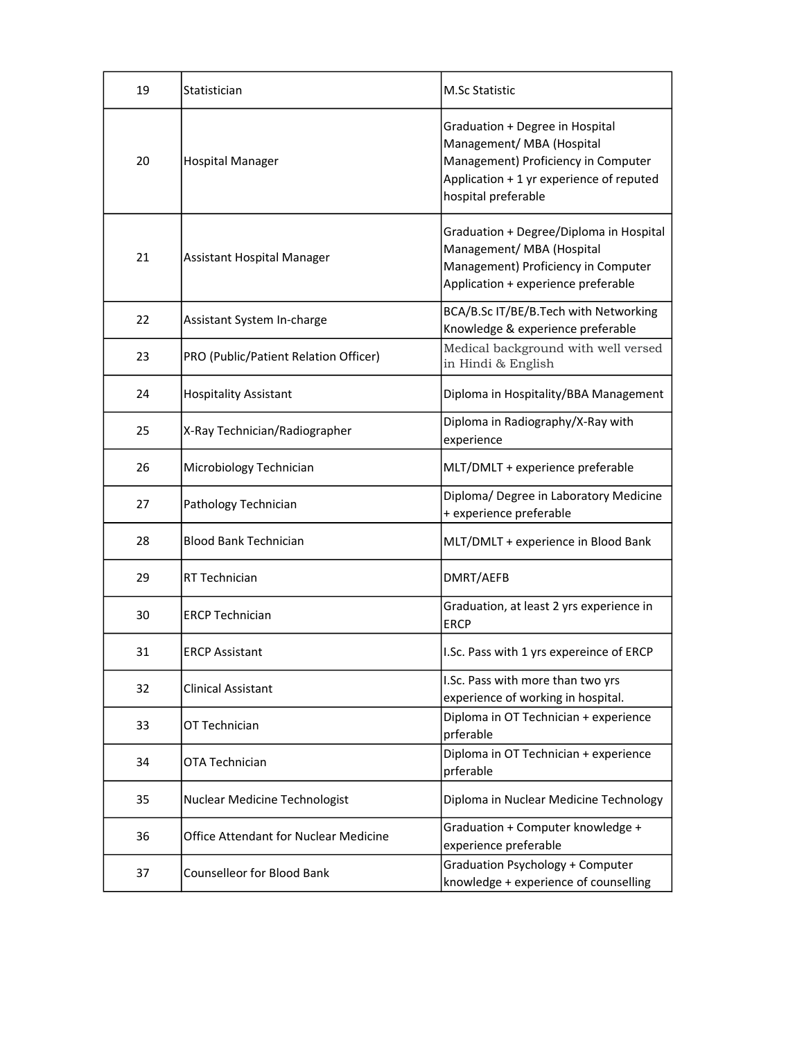| 19 | Statistician | M.Sc Statistic |
|---|---|---|
| 20 | Hospital Manager | Graduation + Degree in Hospital Management/ MBA (Hospital Management) Proficiency in Computer Application + 1 yr experience of reputed hospital preferable |
| 21 | Assistant Hospital Manager | Graduation + Degree/Diploma in Hospital Management/ MBA (Hospital Management) Proficiency in Computer Application + experience preferable |
| 22 | Assistant System In-charge | BCA/B.Sc IT/BE/B.Tech with Networking Knowledge & experience preferable |
| 23 | PRO (Public/Patient Relation Officer) | Medical background with well versed in Hindi & English |
| 24 | Hospitality Assistant | Diploma in Hospitality/BBA Management |
| 25 | X-Ray Technician/Radiographer | Diploma in Radiography/X-Ray with experience |
| 26 | Microbiology Technician | MLT/DMLT + experience preferable |
| 27 | Pathology Technician | Diploma/ Degree in Laboratory Medicine + experience preferable |
| 28 | Blood Bank Technician | MLT/DMLT + experience in Blood Bank |
| 29 | RT Technician | DMRT/AEFB |
| 30 | ERCP Technician | Graduation, at least 2 yrs experience in ERCP |
| 31 | ERCP Assistant | I.Sc. Pass with 1 yrs expereince of ERCP |
| 32 | Clinical Assistant | I.Sc. Pass with more than two yrs experience of working in hospital. |
| 33 | OT Technician | Diploma in OT Technician + experience prferable |
| 34 | OTA Technician | Diploma in OT Technician + experience prferable |
| 35 | Nuclear Medicine Technologist | Diploma in Nuclear Medicine Technology |
| 36 | Office Attendant for Nuclear Medicine | Graduation + Computer knowledge + experience preferable |
| 37 | Counselleor for Blood Bank | Graduation Psychology + Computer knowledge + experience of counselling |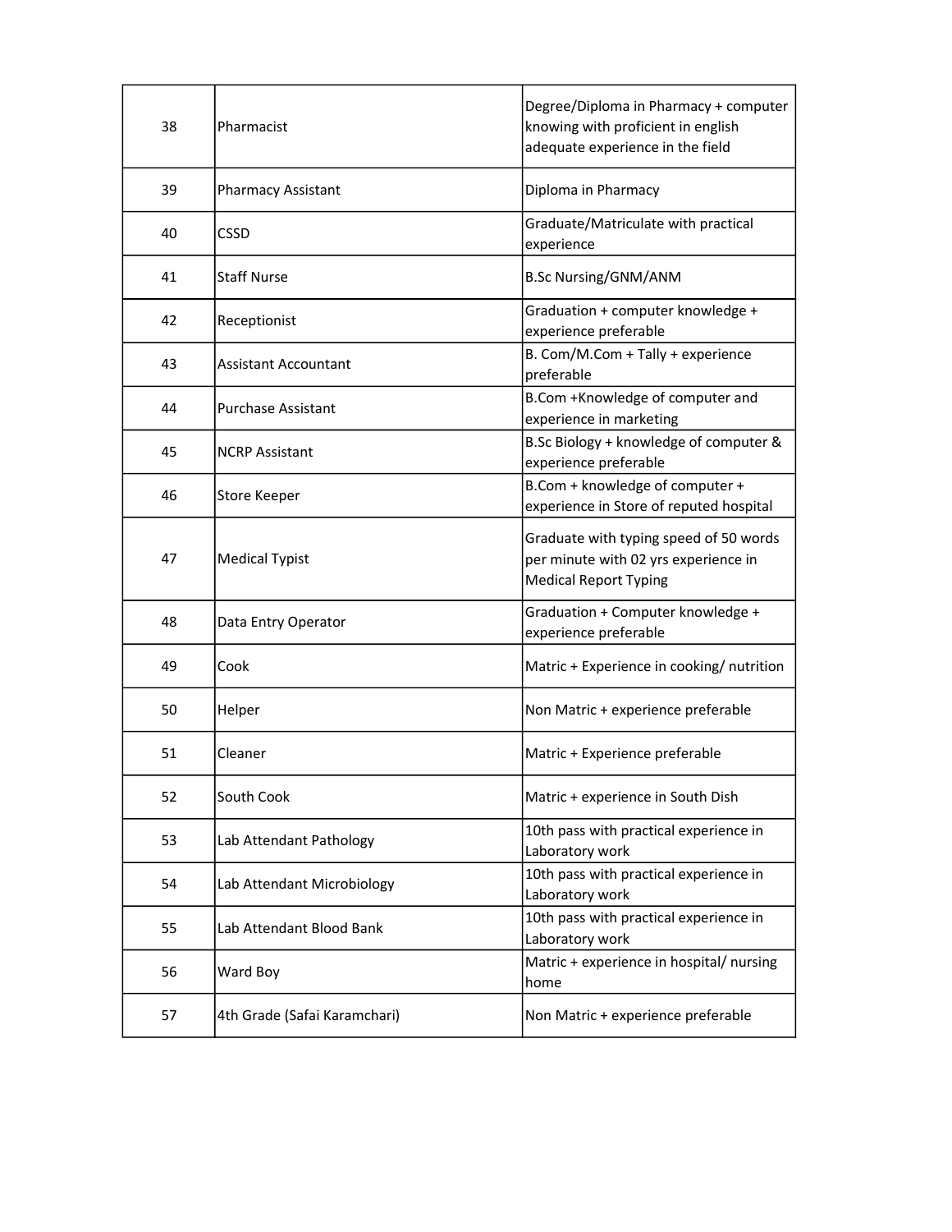| | | |
|---|---|---|
| 38 | Pharmacist | Degree/Diploma in Pharmacy + computer knowing with proficient in english adequate experience in the field |
| 39 | Pharmacy Assistant | Diploma in Pharmacy |
| 40 | CSSD | Graduate/Matriculate with practical experience |
| 41 | Staff Nurse | B.Sc Nursing/GNM/ANM |
| 42 | Receptionist | Graduation + computer knowledge + experience preferable |
| 43 | Assistant Accountant | B. Com/M.Com + Tally + experience preferable |
| 44 | Purchase Assistant | B.Com +Knowledge of computer and experience in marketing |
| 45 | NCRP Assistant | B.Sc Biology + knowledge of computer & experience preferable |
| 46 | Store Keeper | B.Com + knowledge of computer + experience in Store of reputed hospital |
| 47 | Medical Typist | Graduate with typing speed of 50 words per minute with 02 yrs experience in Medical Report Typing |
| 48 | Data Entry Operator | Graduation + Computer knowledge + experience preferable |
| 49 | Cook | Matric + Experience in cooking/ nutrition |
| 50 | Helper | Non Matric + experience preferable |
| 51 | Cleaner | Matric + Experience preferable |
| 52 | South Cook | Matric + experience in South Dish |
| 53 | Lab Attendant Pathology | 10th pass with practical experience in Laboratory work |
| 54 | Lab Attendant Microbiology | 10th pass with practical experience in Laboratory work |
| 55 | Lab Attendant Blood Bank | 10th pass with practical experience in Laboratory work |
| 56 | Ward Boy | Matric + experience in hospital/ nursing home |
| 57 | 4th Grade (Safai Karamchari) | Non Matric + experience preferable |